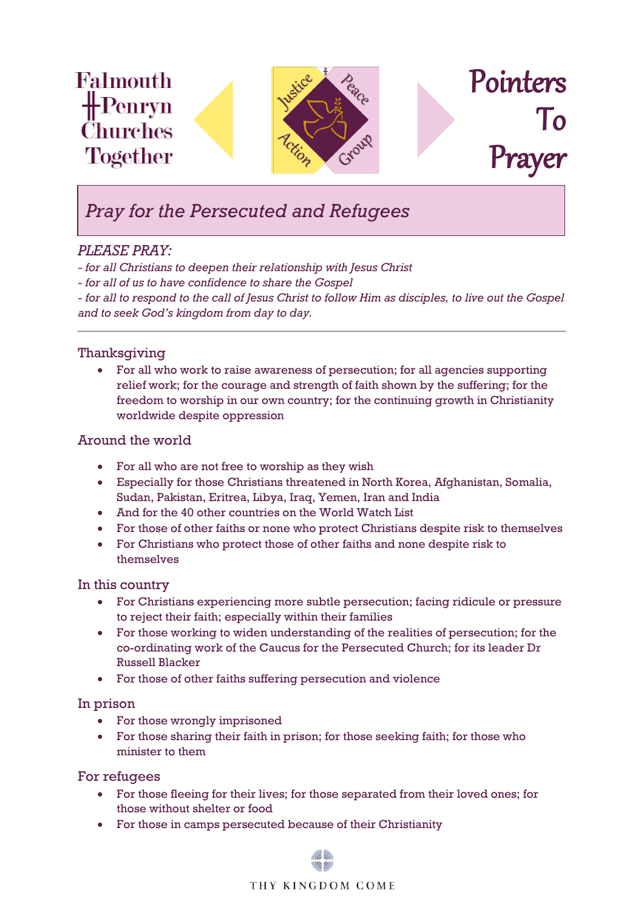Falmouth
Penryn
Churches
Together

Justice Peace Action Group

# Pointers To Prayer

## *Pray for the Persecuted and Refugees*

*PLEASE PRAY:*

*- for all Christians to deepen their relationship with Jesus Christ*
*- for all of us to have confidence to share the Gospel*
*- for all to respond to the call of Jesus Christ to follow Him as disciples, to live out the Gospel and to seek God's kingdom from day to day.*

---

### Thanksgiving

- For all who work to raise awareness of persecution; for all agencies supporting relief work; for the courage and strength of faith shown by the suffering; for the freedom to worship in our own country; for the continuing growth in Christianity worldwide despite oppression

### Around the world

- For all who are not free to worship as they wish
- Especially for those Christians threatened in North Korea, Afghanistan, Somalia, Sudan, Pakistan, Eritrea, Libya, Iraq, Yemen, Iran and India
- And for the 40 other countries on the World Watch List
- For those of other faiths or none who protect Christians despite risk to themselves
- For Christians who protect those of other faiths and none despite risk to themselves

### In this country

- For Christians experiencing more subtle persecution; facing ridicule or pressure to reject their faith; especially within their families
- For those working to widen understanding of the realities of persecution; for the co-ordinating work of the Caucus for the Persecuted Church; for its leader Dr Russell Blacker
- For those of other faiths suffering persecution and violence

### In prison

- For those wrongly imprisoned
- For those sharing their faith in prison; for those seeking faith; for those who minister to them

### For refugees

- For those fleeing for their lives; for those separated from their loved ones; for those without shelter or food
- For those in camps persecuted because of their Christianity

THY KINGDOM COME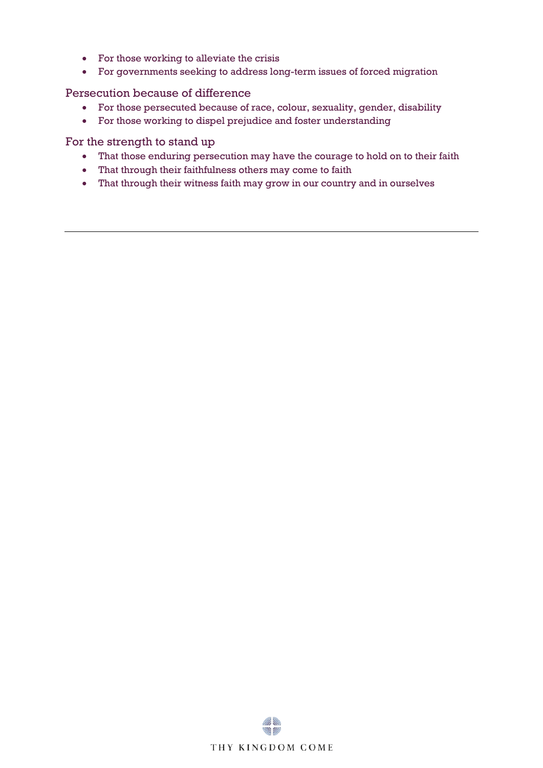- For those working to alleviate the crisis
- For governments seeking to address long-term issues of forced migration

## Persecution because of difference

- For those persecuted because of race, colour, sexuality, gender, disability
- For those working to dispel prejudice and foster understanding

## For the strength to stand up

- That those enduring persecution may have the courage to hold on to their faith
- That through their faithfulness others may come to faith
- That through their witness faith may grow in our country and in ourselves

---